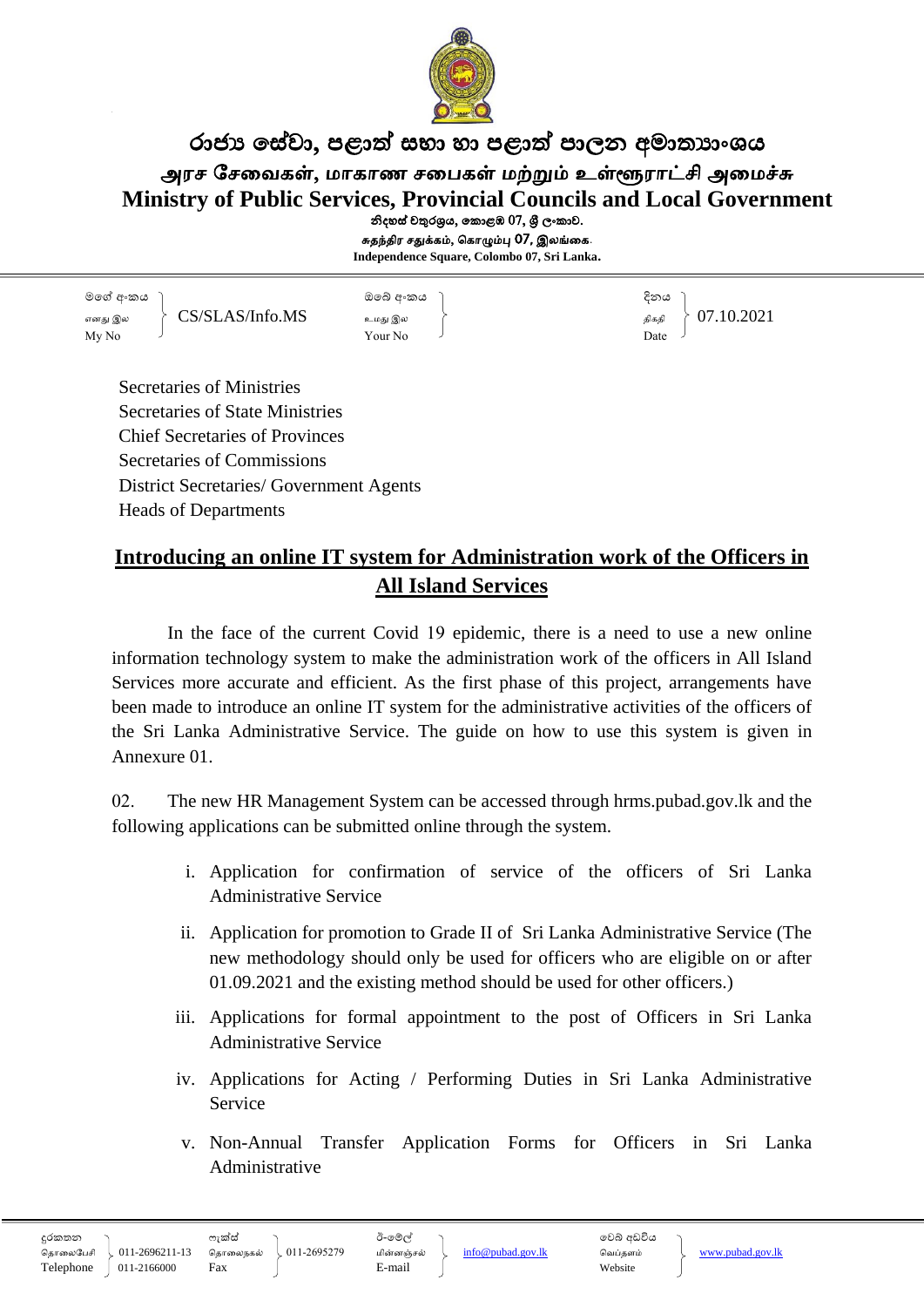රාජ්‍ය සේවා, පළාත් සභා හා පළාත් පාලන අමාත්‍යාංශය

அரச சேவைகள், மாகாண சபைகள் மற்றும் உள்ளூராட்சி அமைச்சு

# Ministry of Public Services, Provincial Councils and Local Government

නිදහස් චතුරශ්‍රය, කොළඹ 07, ශ්‍රී ලංකාව.

சுதந்திர சதுக்கம், கொழும்பு 07, இலங்கை.

**Independence Square, Colombo 07, Sri Lanka.**

| මගේ අංකය / எனது இல / My No | ඔබේ අංකය / உமது இல / Your No | දිනය / திகதி / Date |
|---|---|---|
| CS/SLAS/Info.MS | | 07.10.2021 |

Secretaries of Ministries
Secretaries of State Ministries
Chief Secretaries of Provinces
Secretaries of Commissions
District Secretaries/ Government Agents
Heads of Departments

## Introducing an online IT system for Administration work of the Officers in All Island Services

In the face of the current Covid 19 epidemic, there is a need to use a new online information technology system to make the administration work of the officers in All Island Services more accurate and efficient. As the first phase of this project, arrangements have been made to introduce an online IT system for the administrative activities of the officers of the Sri Lanka Administrative Service. The guide on how to use this system is given in Annexure 01.

02. The new HR Management System can be accessed through hrms.pubad.gov.lk and the following applications can be submitted online through the system.

i. Application for confirmation of service of the officers of Sri Lanka Administrative Service

ii. Application for promotion to Grade II of Sri Lanka Administrative Service (The new methodology should only be used for officers who are eligible on or after 01.09.2021 and the existing method should be used for other officers.)

iii. Applications for formal appointment to the post of Officers in Sri Lanka Administrative Service

iv. Applications for Acting / Performing Duties in Sri Lanka Administrative Service

v. Non-Annual Transfer Application Forms for Officers in Sri Lanka Administrative

| දුරකතන / தொலைபேசி / Telephone | ෆැක්ස් / தொலைநகல் / Fax | ඊ-මේල් / மின்னஞ்சல் / E-mail | වෙබ් අඩවිය / வெப்தளம் / Website |
|---|---|---|---|
| 011-2696211-13, 011-2166000 | 011-2695279 | info@pubad.gov.lk | www.pubad.gov.lk |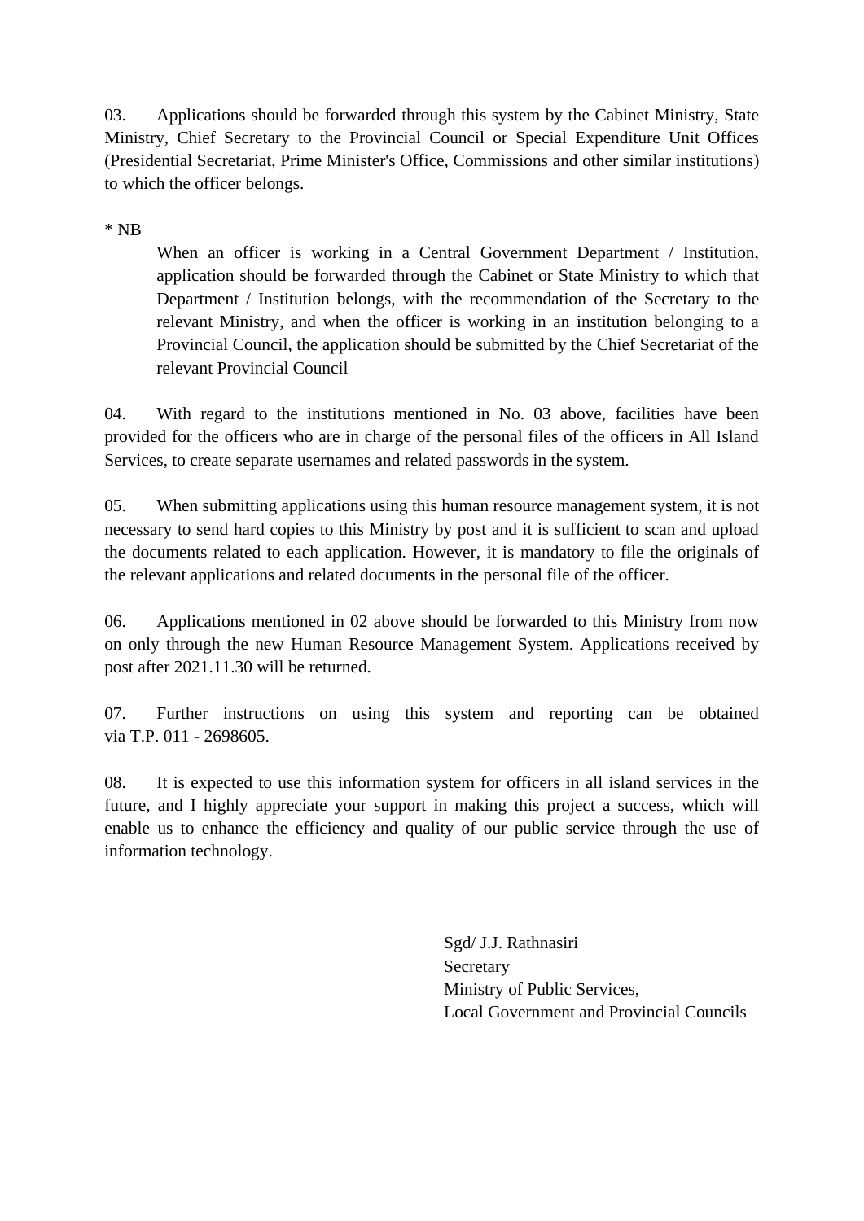03. Applications should be forwarded through this system by the Cabinet Ministry, State Ministry, Chief Secretary to the Provincial Council or Special Expenditure Unit Offices (Presidential Secretariat, Prime Minister's Office, Commissions and other similar institutions) to which the officer belongs.

* NB

> When an officer is working in a Central Government Department / Institution, application should be forwarded through the Cabinet or State Ministry to which that Department / Institution belongs, with the recommendation of the Secretary to the relevant Ministry, and when the officer is working in an institution belonging to a Provincial Council, the application should be submitted by the Chief Secretariat of the relevant Provincial Council

04. With regard to the institutions mentioned in No. 03 above, facilities have been provided for the officers who are in charge of the personal files of the officers in All Island Services, to create separate usernames and related passwords in the system.

05. When submitting applications using this human resource management system, it is not necessary to send hard copies to this Ministry by post and it is sufficient to scan and upload the documents related to each application. However, it is mandatory to file the originals of the relevant applications and related documents in the personal file of the officer.

06. Applications mentioned in 02 above should be forwarded to this Ministry from now on only through the new Human Resource Management System. Applications received by post after 2021.11.30 will be returned.

07. Further instructions on using this system and reporting can be obtained via T.P. 011 - 2698605.

08. It is expected to use this information system for officers in all island services in the future, and I highly appreciate your support in making this project a success, which will enable us to enhance the efficiency and quality of our public service through the use of information technology.

Sgd/ J.J. Rathnasiri  
Secretary  
Ministry of Public Services,  
Local Government and Provincial Councils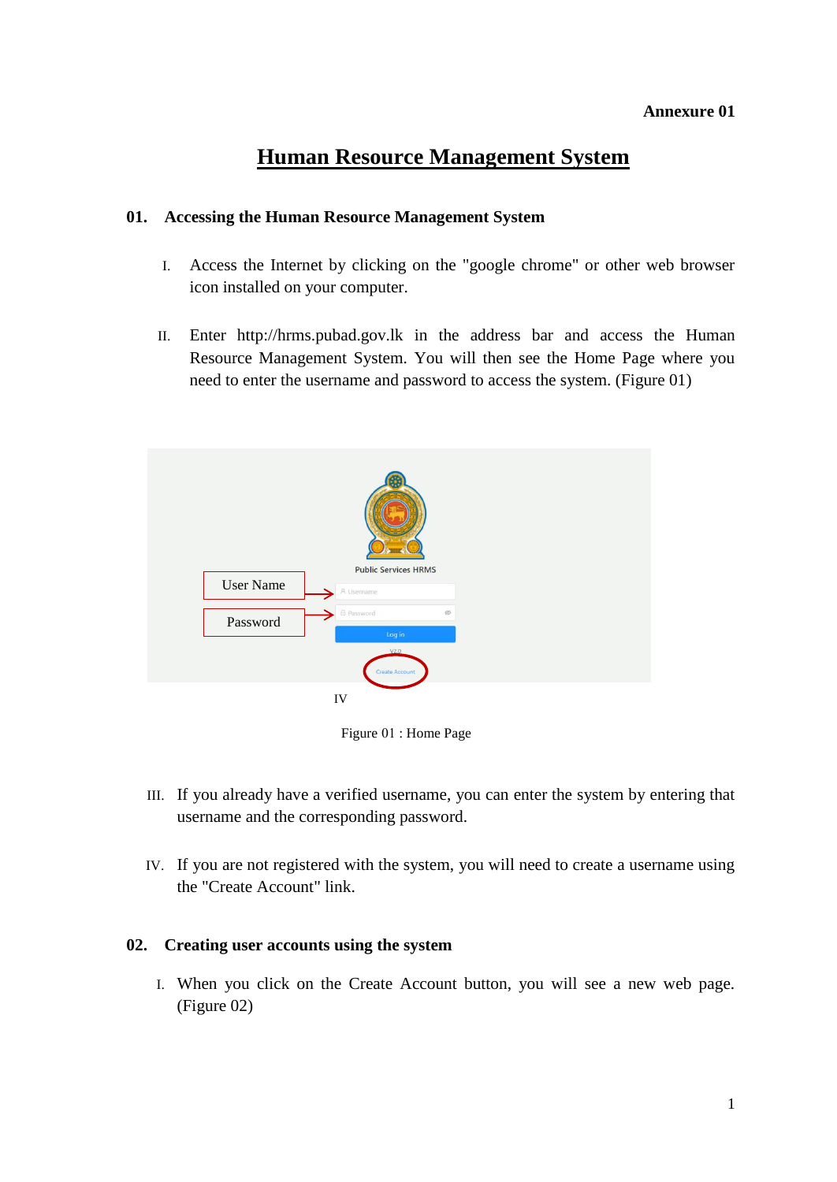**Annexure 01**

# Human Resource Management System

## 01. Accessing the Human Resource Management System

I. Access the Internet by clicking on the "google chrome" or other web browser icon installed on your computer.

II. Enter http://hrms.pubad.gov.lk in the address bar and access the Human Resource Management System. You will then see the Home Page where you need to enter the username and password to access the system. (Figure 01)

Figure 01 : Home Page

III. If you already have a verified username, you can enter the system by entering that username and the corresponding password.

IV. If you are not registered with the system, you will need to create a username using the "Create Account" link.

## 02. Creating user accounts using the system

I. When you click on the Create Account button, you will see a new web page. (Figure 02)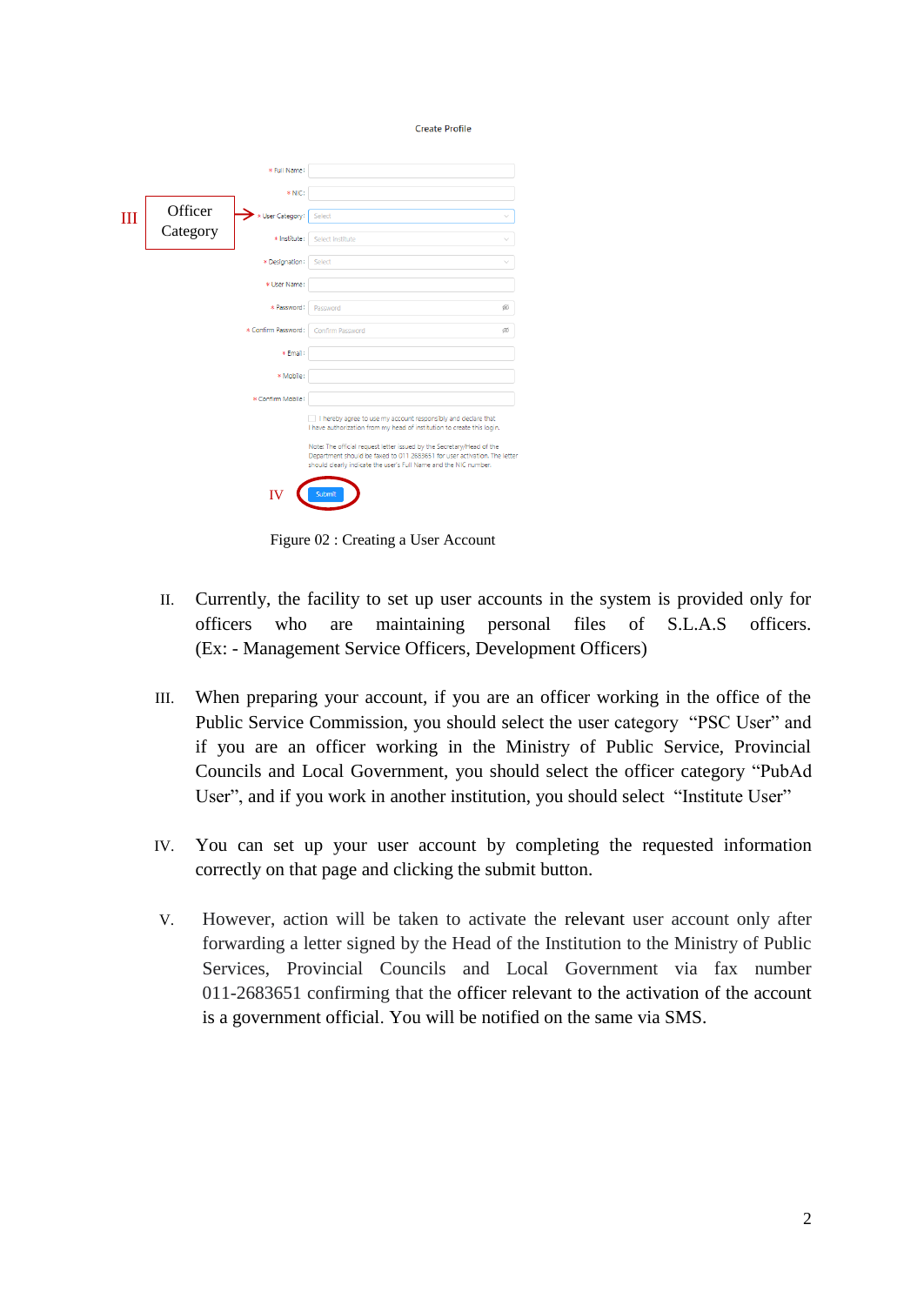Create Profile

* Full Name:

* NIC:

III Officer Category → * User Category: Select

* Institute: Select Institute

* Designation: Select

* User Name:

* Password: Password

* Confirm Password: Confirm Password

* Email:

* Mobile:

* Confirm Mobile:

I hereby agree to use my account responsibly and declare that I have authorization from my head of institution to create this login.

Note: The official request letter issued by the Secretary/Head of the Department should be faxed to 011 2683651 for user activation. The letter should clearly indicate the user's Full Name and the NIC number.

IV Submit

Figure 02 : Creating a User Account

II. Currently, the facility to set up user accounts in the system is provided only for officers who are maintaining personal files of S.L.A.S officers. (Ex: - Management Service Officers, Development Officers)

III. When preparing your account, if you are an officer working in the office of the Public Service Commission, you should select the user category "PSC User" and if you are an officer working in the Ministry of Public Service, Provincial Councils and Local Government, you should select the officer category "PubAd User", and if you work in another institution, you should select "Institute User"

IV. You can set up your user account by completing the requested information correctly on that page and clicking the submit button.

V. However, action will be taken to activate the relevant user account only after forwarding a letter signed by the Head of the Institution to the Ministry of Public Services, Provincial Councils and Local Government via fax number 011-2683651 confirming that the officer relevant to the activation of the account is a government official. You will be notified on the same via SMS.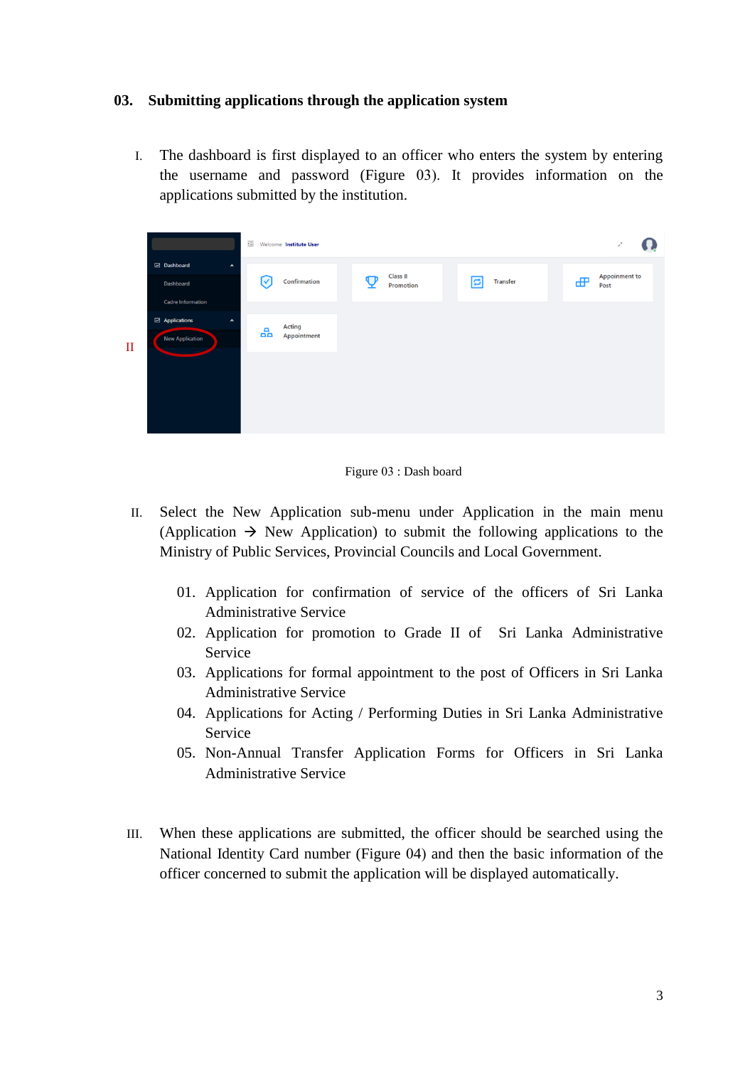## 03. Submitting applications through the application system

I. The dashboard is first displayed to an officer who enters the system by entering the username and password (Figure 03). It provides information on the applications submitted by the institution.

Figure 03 : Dash board

II. Select the New Application sub-menu under Application in the main menu (Application → New Application) to submit the following applications to the Ministry of Public Services, Provincial Councils and Local Government.

01. Application for confirmation of service of the officers of Sri Lanka Administrative Service
02. Application for promotion to Grade II of Sri Lanka Administrative Service
03. Applications for formal appointment to the post of Officers in Sri Lanka Administrative Service
04. Applications for Acting / Performing Duties in Sri Lanka Administrative Service
05. Non-Annual Transfer Application Forms for Officers in Sri Lanka Administrative Service

III. When these applications are submitted, the officer should be searched using the National Identity Card number (Figure 04) and then the basic information of the officer concerned to submit the application will be displayed automatically.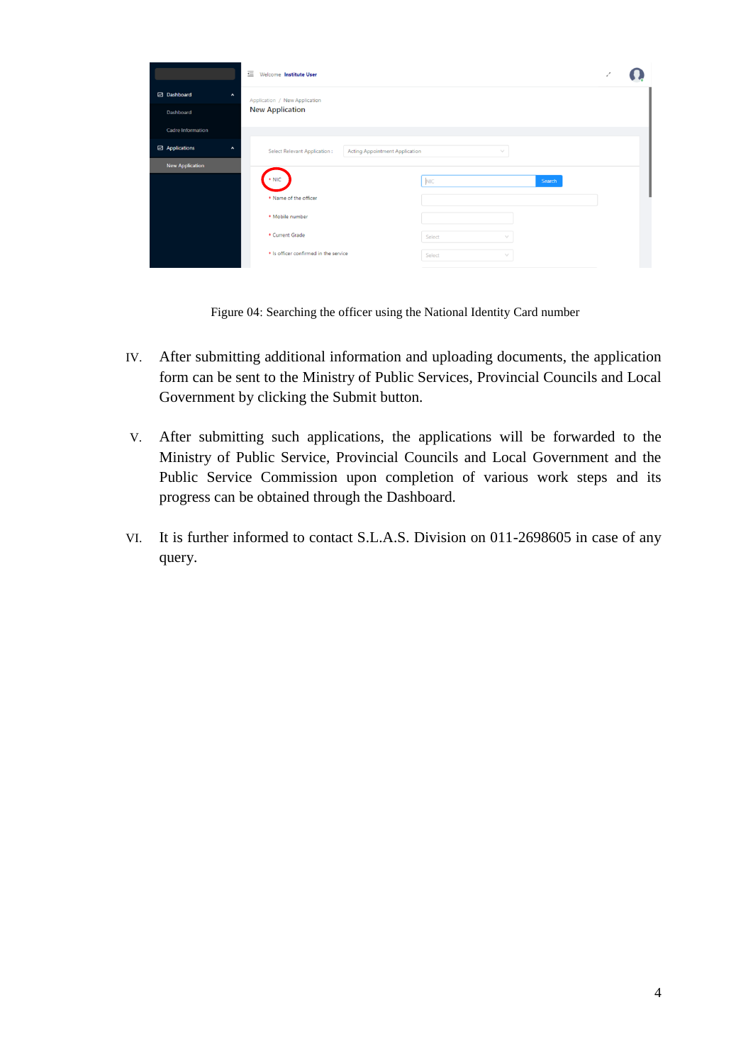Figure 04: Searching the officer using the National Identity Card number

IV. After submitting additional information and uploading documents, the application form can be sent to the Ministry of Public Services, Provincial Councils and Local Government by clicking the Submit button.

V. After submitting such applications, the applications will be forwarded to the Ministry of Public Service, Provincial Councils and Local Government and the Public Service Commission upon completion of various work steps and its progress can be obtained through the Dashboard.

VI. It is further informed to contact S.L.A.S. Division on 011-2698605 in case of any query.